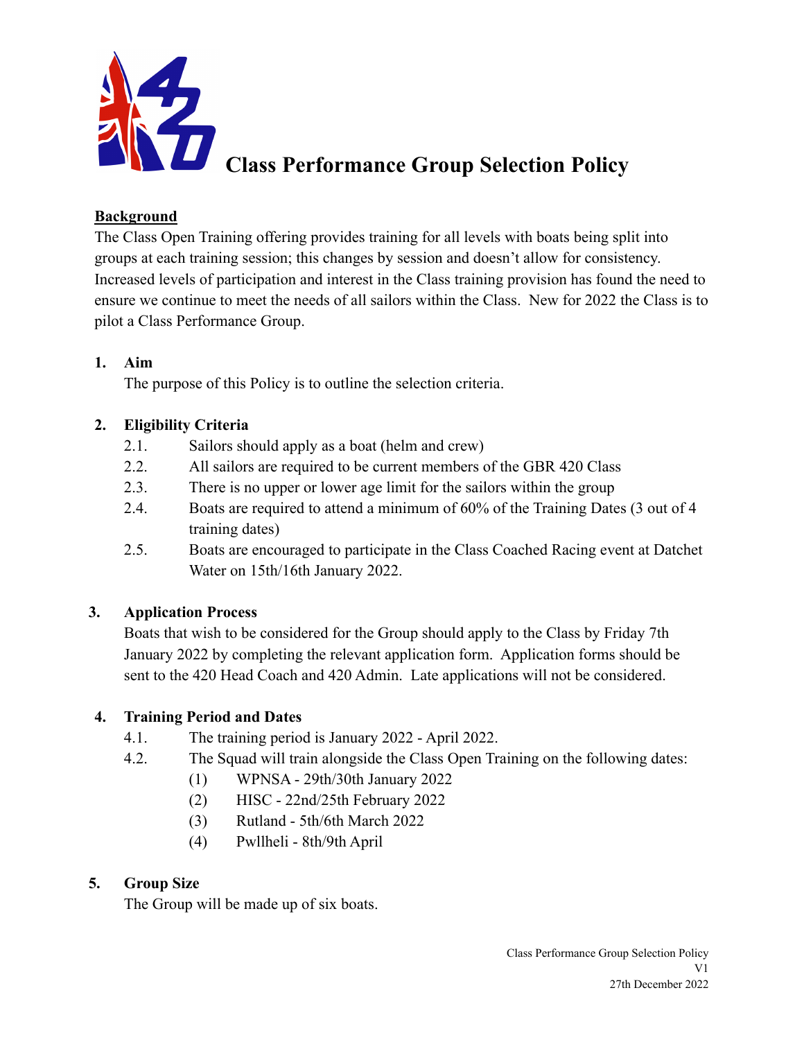# Class Performance Group Selection Policy

**Background**

The Class Open Training offering provides training for all levels with boats being split into groups at each training session; this changes by session and doesn't allow for consistency. Increased levels of participation and interest in the Class training provision has found the need to ensure we continue to meet the needs of all sailors within the Class. New for 2022 the Class is to pilot a Class Performance Group.

## 1. Aim

The purpose of this Policy is to outline the selection criteria.

## 2. Eligibility Criteria

2.1. Sailors should apply as a boat (helm and crew)

2.2. All sailors are required to be current members of the GBR 420 Class

2.3. There is no upper or lower age limit for the sailors within the group

2.4. Boats are required to attend a minimum of 60% of the Training Dates (3 out of 4 training dates)

2.5. Boats are encouraged to participate in the Class Coached Racing event at Datchet Water on 15th/16th January 2022.

## 3. Application Process

Boats that wish to be considered for the Group should apply to the Class by Friday 7th January 2022 by completing the relevant application form. Application forms should be sent to the 420 Head Coach and 420 Admin. Late applications will not be considered.

## 4. Training Period and Dates

4.1. The training period is January 2022 - April 2022.

4.2. The Squad will train alongside the Class Open Training on the following dates:

(1) WPNSA - 29th/30th January 2022

(2) HISC - 22nd/25th February 2022

(3) Rutland - 5th/6th March 2022

(4) Pwllheli - 8th/9th April

## 5. Group Size

The Group will be made up of six boats.

Class Performance Group Selection Policy
V1
27th December 2022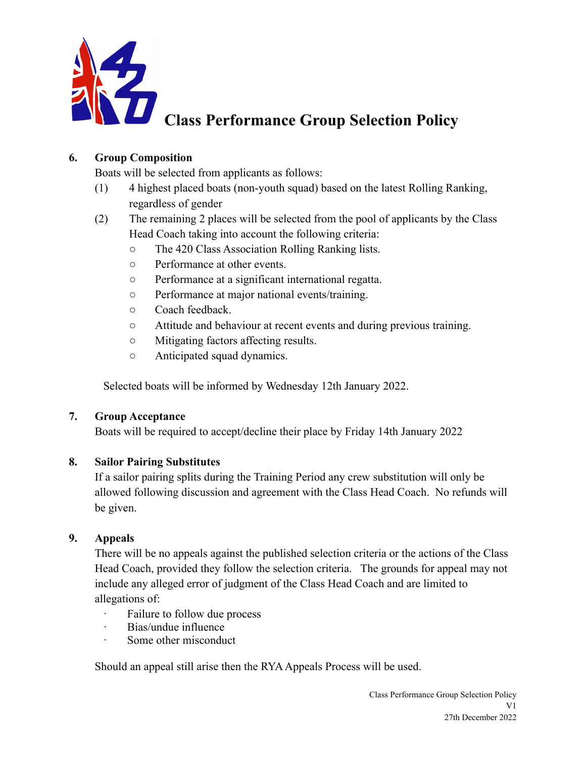# Class Performance Group Selection Policy

## 6. Group Composition

Boats will be selected from applicants as follows:

(1) 4 highest placed boats (non-youth squad) based on the latest Rolling Ranking, regardless of gender

(2) The remaining 2 places will be selected from the pool of applicants by the Class Head Coach taking into account the following criteria:

- The 420 Class Association Rolling Ranking lists.
- Performance at other events.
- Performance at a significant international regatta.
- Performance at major national events/training.
- Coach feedback.
- Attitude and behaviour at recent events and during previous training.
- Mitigating factors affecting results.
- Anticipated squad dynamics.

Selected boats will be informed by Wednesday 12th January 2022.

## 7. Group Acceptance

Boats will be required to accept/decline their place by Friday 14th January 2022

## 8. Sailor Pairing Substitutes

If a sailor pairing splits during the Training Period any crew substitution will only be allowed following discussion and agreement with the Class Head Coach. No refunds will be given.

## 9. Appeals

There will be no appeals against the published selection criteria or the actions of the Class Head Coach, provided they follow the selection criteria. The grounds for appeal may not include any alleged error of judgment of the Class Head Coach and are limited to allegations of:

- Failure to follow due process
- Bias/undue influence
- Some other misconduct

Should an appeal still arise then the RYA Appeals Process will be used.

Class Performance Group Selection Policy
V1
27th December 2022